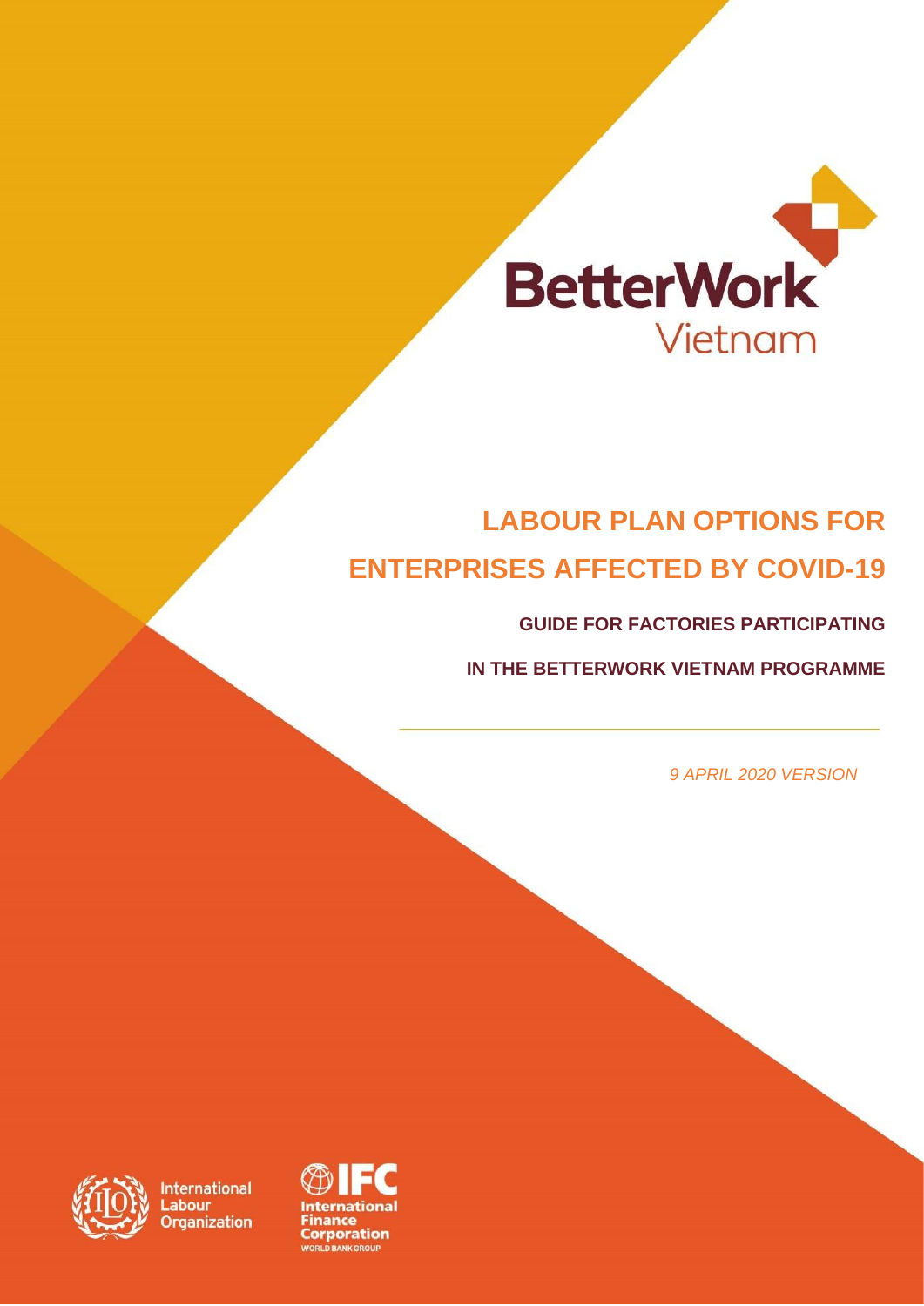BetterWork Vietnam

# LABOUR PLAN OPTIONS FOR ENTERPRISES AFFECTED BY COVID-19

## GUIDE FOR FACTORIES PARTICIPATING IN THE BETTERWORK VIETNAM PROGRAMME

*9 APRIL 2020 VERSION*

International Labour Organization

IFC International Finance Corporation WORLD BANK GROUP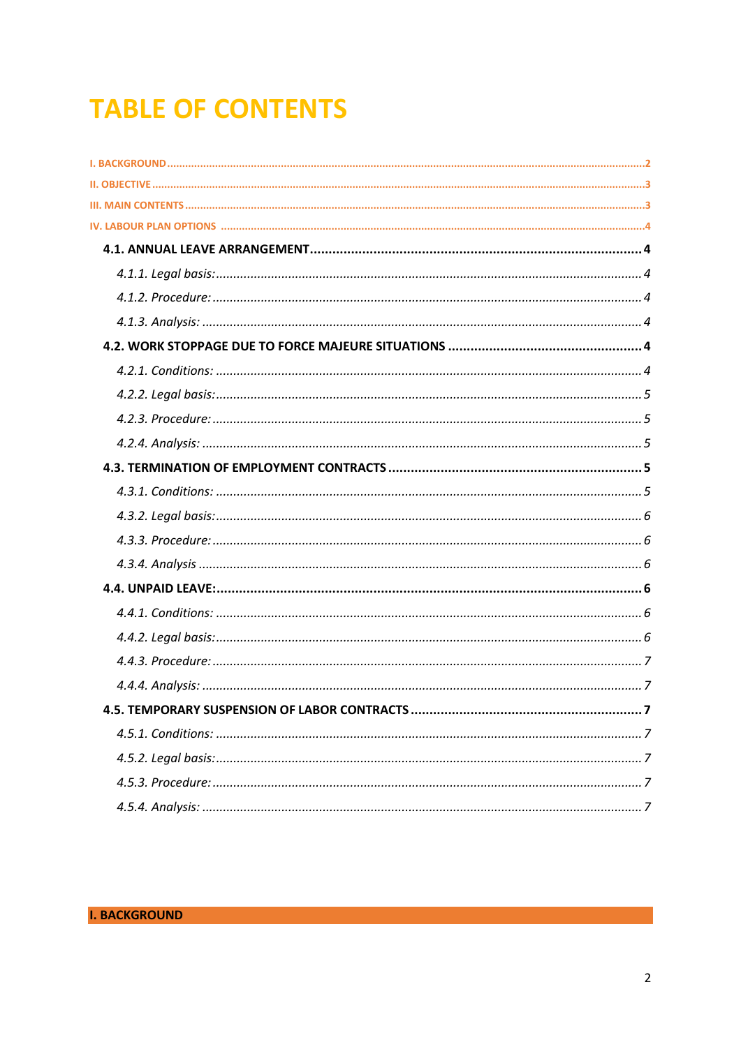# TABLE OF CONTENTS

- I. BACKGROUND ........ 2
- II. OBJECTIVE ........ 3
- III. MAIN CONTENTS ........ 3
- IV. LABOUR PLAN OPTIONS ........ 4
  - **4.1. ANNUAL LEAVE ARRANGEMENT** ........ 4
    - *4.1.1. Legal basis:* ........ 4
    - *4.1.2. Procedure:* ........ 4
    - *4.1.3. Analysis:* ........ 4
  - **4.2. WORK STOPPAGE DUE TO FORCE MAJEURE SITUATIONS** ........ 4
    - *4.2.1. Conditions:* ........ 4
    - *4.2.2. Legal basis:* ........ 5
    - *4.2.3. Procedure:* ........ 5
    - *4.2.4. Analysis:* ........ 5
  - **4.3. TERMINATION OF EMPLOYMENT CONTRACTS** ........ 5
    - *4.3.1. Conditions:* ........ 5
    - *4.3.2. Legal basis:* ........ 6
    - *4.3.3. Procedure:* ........ 6
    - *4.3.4. Analysis* ........ 6
  - **4.4. UNPAID LEAVE:** ........ 6
    - *4.4.1. Conditions:* ........ 6
    - *4.4.2. Legal basis:* ........ 6
    - *4.4.3. Procedure:* ........ 7
    - *4.4.4. Analysis:* ........ 7
  - **4.5. TEMPORARY SUSPENSION OF LABOR CONTRACTS** ........ 7
    - *4.5.1. Conditions:* ........ 7
    - *4.5.2. Legal basis:* ........ 7
    - *4.5.3. Procedure:* ........ 7
    - *4.5.4. Analysis:* ........ 7

## I. BACKGROUND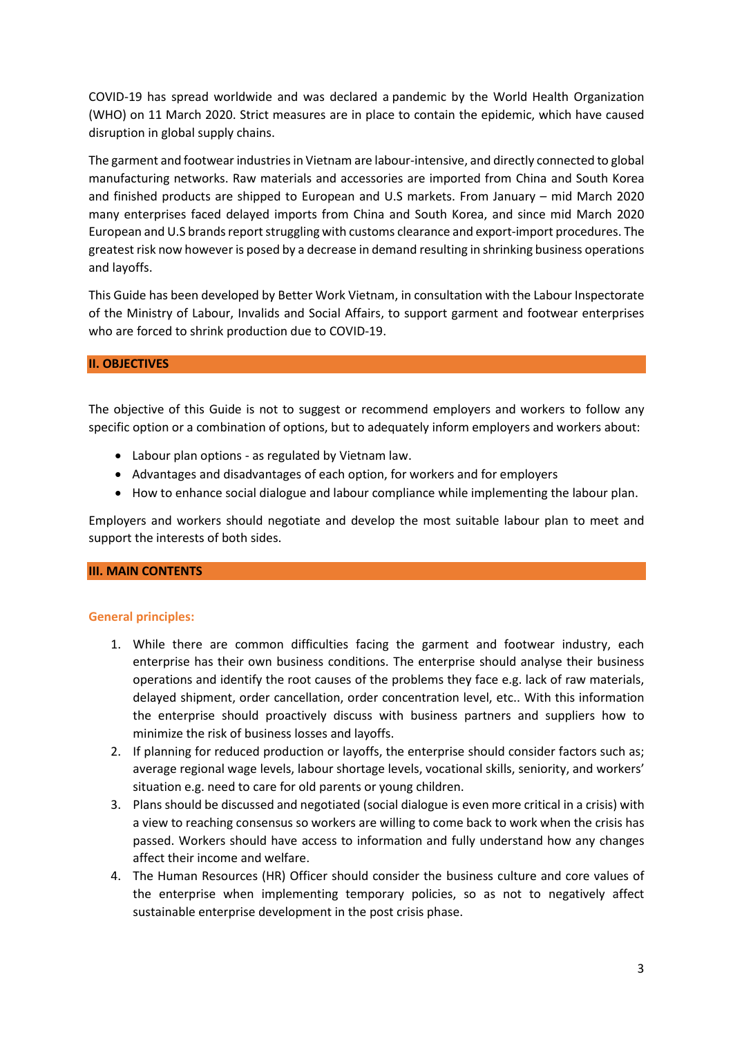COVID-19 has spread worldwide and was declared a pandemic by the World Health Organization (WHO) on 11 March 2020. Strict measures are in place to contain the epidemic, which have caused disruption in global supply chains.

The garment and footwear industries in Vietnam are labour-intensive, and directly connected to global manufacturing networks. Raw materials and accessories are imported from China and South Korea and finished products are shipped to European and U.S markets. From January – mid March 2020 many enterprises faced delayed imports from China and South Korea, and since mid March 2020 European and U.S brands report struggling with customs clearance and export-import procedures. The greatest risk now however is posed by a decrease in demand resulting in shrinking business operations and layoffs.

This Guide has been developed by Better Work Vietnam, in consultation with the Labour Inspectorate of the Ministry of Labour, Invalids and Social Affairs, to support garment and footwear enterprises who are forced to shrink production due to COVID-19.

## II. OBJECTIVES

The objective of this Guide is not to suggest or recommend employers and workers to follow any specific option or a combination of options, but to adequately inform employers and workers about:

- Labour plan options - as regulated by Vietnam law.
- Advantages and disadvantages of each option, for workers and for employers
- How to enhance social dialogue and labour compliance while implementing the labour plan.

Employers and workers should negotiate and develop the most suitable labour plan to meet and support the interests of both sides.

## III. MAIN CONTENTS

### General principles:

1. While there are common difficulties facing the garment and footwear industry, each enterprise has their own business conditions. The enterprise should analyse their business operations and identify the root causes of the problems they face e.g. lack of raw materials, delayed shipment, order cancellation, order concentration level, etc.. With this information the enterprise should proactively discuss with business partners and suppliers how to minimize the risk of business losses and layoffs.
2. If planning for reduced production or layoffs, the enterprise should consider factors such as; average regional wage levels, labour shortage levels, vocational skills, seniority, and workers' situation e.g. need to care for old parents or young children.
3. Plans should be discussed and negotiated (social dialogue is even more critical in a crisis) with a view to reaching consensus so workers are willing to come back to work when the crisis has passed. Workers should have access to information and fully understand how any changes affect their income and welfare.
4. The Human Resources (HR) Officer should consider the business culture and core values of the enterprise when implementing temporary policies, so as not to negatively affect sustainable enterprise development in the post crisis phase.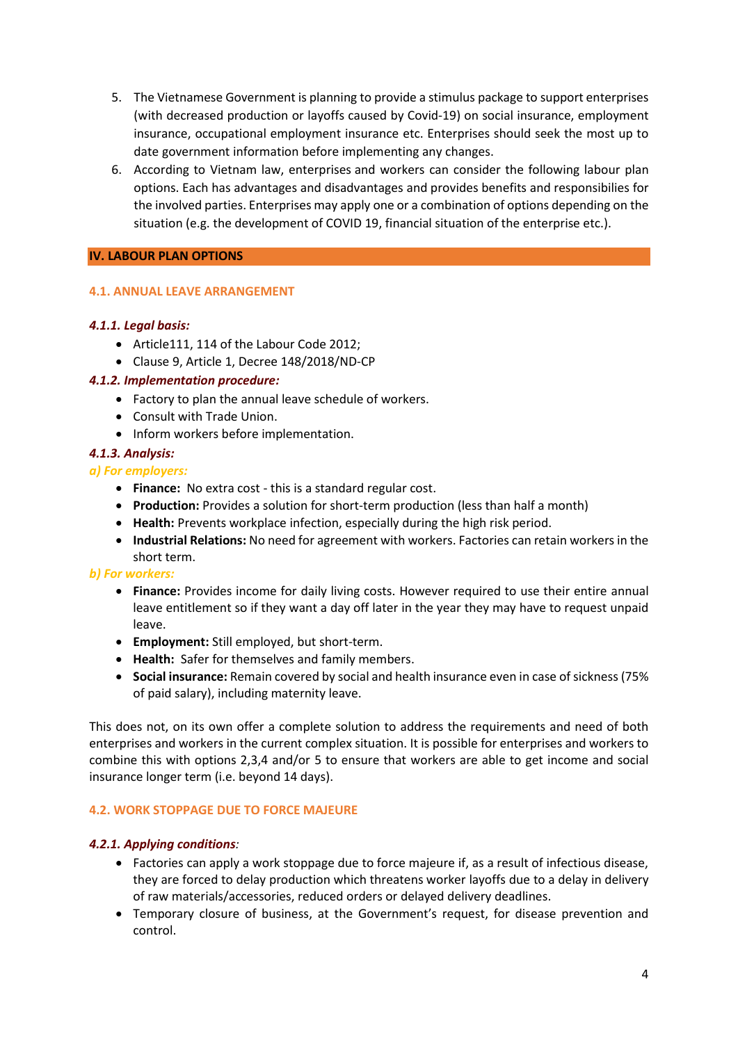5. The Vietnamese Government is planning to provide a stimulus package to support enterprises (with decreased production or layoffs caused by Covid-19) on social insurance, employment insurance, occupational employment insurance etc. Enterprises should seek the most up to date government information before implementing any changes.
6. According to Vietnam law, enterprises and workers can consider the following labour plan options. Each has advantages and disadvantages and provides benefits and responsibilies for the involved parties. Enterprises may apply one or a combination of options depending on the situation (e.g. the development of COVID 19, financial situation of the enterprise etc.).

## IV. LABOUR PLAN OPTIONS

### 4.1. ANNUAL LEAVE ARRANGEMENT

#### *4.1.1. Legal basis:*

- Article111, 114 of the Labour Code 2012;
- Clause 9, Article 1, Decree 148/2018/ND-CP

#### *4.1.2. Implementation procedure:*

- Factory to plan the annual leave schedule of workers.
- Consult with Trade Union.
- Inform workers before implementation.

#### *4.1.3. Analysis:*

*a) For employers:*

- **Finance:** No extra cost - this is a standard regular cost.
- **Production:** Provides a solution for short-term production (less than half a month)
- **Health:** Prevents workplace infection, especially during the high risk period.
- **Industrial Relations:** No need for agreement with workers. Factories can retain workers in the short term.

*b) For workers:*

- **Finance:** Provides income for daily living costs. However required to use their entire annual leave entitlement so if they want a day off later in the year they may have to request unpaid leave.
- **Employment:** Still employed, but short-term.
- **Health:** Safer for themselves and family members.
- **Social insurance:** Remain covered by social and health insurance even in case of sickness (75% of paid salary), including maternity leave.

This does not, on its own offer a complete solution to address the requirements and need of both enterprises and workers in the current complex situation. It is possible for enterprises and workers to combine this with options 2,3,4 and/or 5 to ensure that workers are able to get income and social insurance longer term (i.e. beyond 14 days).

### 4.2. WORK STOPPAGE DUE TO FORCE MAJEURE

#### *4.2.1. Applying conditions:*

- Factories can apply a work stoppage due to force majeure if, as a result of infectious disease, they are forced to delay production which threatens worker layoffs due to a delay in delivery of raw materials/accessories, reduced orders or delayed delivery deadlines.
- Temporary closure of business, at the Government's request, for disease prevention and control.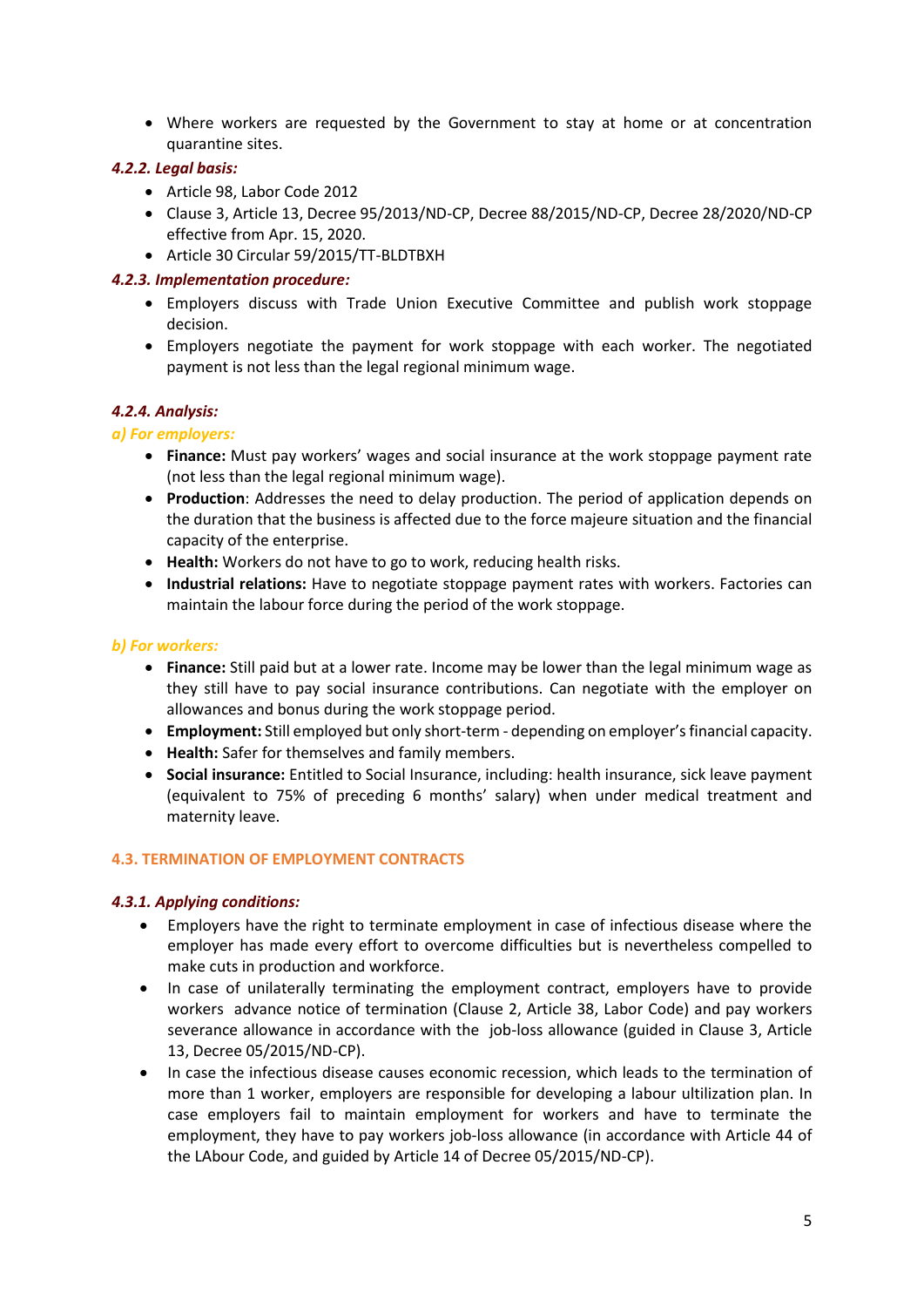- Where workers are requested by the Government to stay at home or at concentration quarantine sites.

#### *4.2.2. Legal basis:*

- Article 98, Labor Code 2012
- Clause 3, Article 13, Decree 95/2013/ND-CP, Decree 88/2015/ND-CP, Decree 28/2020/ND-CP effective from Apr. 15, 2020.
- Article 30 Circular 59/2015/TT-BLDTBXH

#### *4.2.3. Implementation procedure:*

- Employers discuss with Trade Union Executive Committee and publish work stoppage decision.
- Employers negotiate the payment for work stoppage with each worker. The negotiated payment is not less than the legal regional minimum wage.

#### *4.2.4. Analysis:*

##### *a) For employers:*

- **Finance:** Must pay workers' wages and social insurance at the work stoppage payment rate (not less than the legal regional minimum wage).
- **Production**: Addresses the need to delay production. The period of application depends on the duration that the business is affected due to the force majeure situation and the financial capacity of the enterprise.
- **Health:** Workers do not have to go to work, reducing health risks.
- **Industrial relations:** Have to negotiate stoppage payment rates with workers. Factories can maintain the labour force during the period of the work stoppage.

##### *b) For workers:*

- **Finance:** Still paid but at a lower rate. Income may be lower than the legal minimum wage as they still have to pay social insurance contributions. Can negotiate with the employer on allowances and bonus during the work stoppage period.
- **Employment:** Still employed but only short-term - depending on employer's financial capacity.
- **Health:** Safer for themselves and family members.
- **Social insurance:** Entitled to Social Insurance, including: health insurance, sick leave payment (equivalent to 75% of preceding 6 months' salary) when under medical treatment and maternity leave.

### 4.3. TERMINATION OF EMPLOYMENT CONTRACTS

#### *4.3.1. Applying conditions:*

- Employers have the right to terminate employment in case of infectious disease where the employer has made every effort to overcome difficulties but is nevertheless compelled to make cuts in production and workforce.
- In case of unilaterally terminating the employment contract, employers have to provide workers advance notice of termination (Clause 2, Article 38, Labor Code) and pay workers severance allowance in accordance with the job-loss allowance (guided in Clause 3, Article 13, Decree 05/2015/ND-CP).
- In case the infectious disease causes economic recession, which leads to the termination of more than 1 worker, employers are responsible for developing a labour ultilization plan. In case employers fail to maintain employment for workers and have to terminate the employment, they have to pay workers job-loss allowance (in accordance with Article 44 of the LAbour Code, and guided by Article 14 of Decree 05/2015/ND-CP).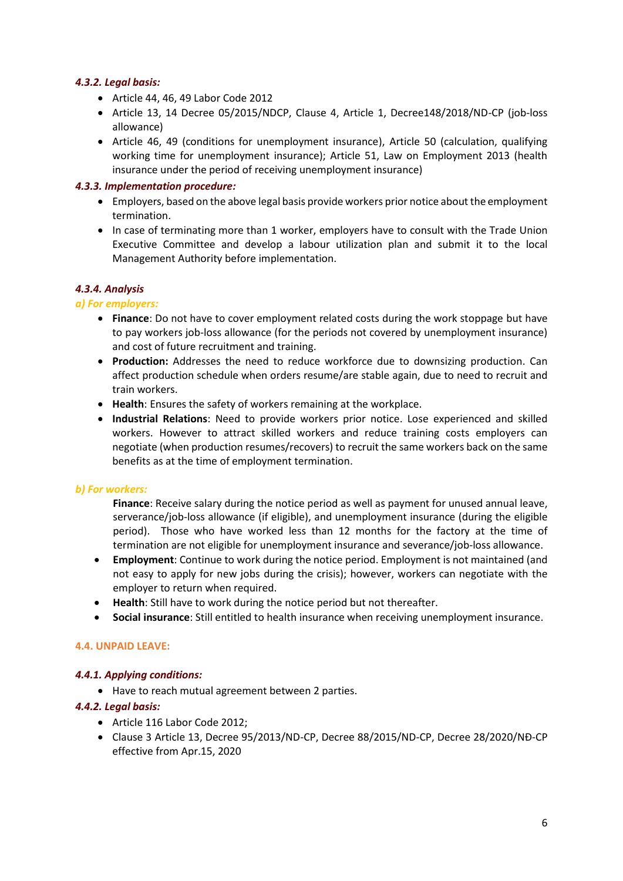#### *4.3.2. Legal basis:*

- Article 44, 46, 49 Labor Code 2012
- Article 13, 14 Decree 05/2015/NDCP, Clause 4, Article 1, Decree148/2018/ND-CP (job-loss allowance)
- Article 46, 49 (conditions for unemployment insurance), Article 50 (calculation, qualifying working time for unemployment insurance); Article 51, Law on Employment 2013 (health insurance under the period of receiving unemployment insurance)

#### *4.3.3. Implementation procedure:*

- Employers, based on the above legal basis provide workers prior notice about the employment termination.
- In case of terminating more than 1 worker, employers have to consult with the Trade Union Executive Committee and develop a labour utilization plan and submit it to the local Management Authority before implementation.

#### *4.3.4. Analysis*

*a) For employers:*

- **Finance**: Do not have to cover employment related costs during the work stoppage but have to pay workers job-loss allowance (for the periods not covered by unemployment insurance) and cost of future recruitment and training.
- **Production:** Addresses the need to reduce workforce due to downsizing production. Can affect production schedule when orders resume/are stable again, due to need to recruit and train workers.
- **Health**: Ensures the safety of workers remaining at the workplace.
- **Industrial Relations**: Need to provide workers prior notice. Lose experienced and skilled workers. However to attract skilled workers and reduce training costs employers can negotiate (when production resumes/recovers) to recruit the same workers back on the same benefits as at the time of employment termination.

*b) For workers:*

**Finance**: Receive salary during the notice period as well as payment for unused annual leave, serverance/job-loss allowance (if eligible), and unemployment insurance (during the eligible period). Those who have worked less than 12 months for the factory at the time of termination are not eligible for unemployment insurance and severance/job-loss allowance.

- **Employment**: Continue to work during the notice period. Employment is not maintained (and not easy to apply for new jobs during the crisis); however, workers can negotiate with the employer to return when required.
- **Health**: Still have to work during the notice period but not thereafter.
- **Social insurance**: Still entitled to health insurance when receiving unemployment insurance.

### 4.4. UNPAID LEAVE:

#### *4.4.1. Applying conditions:*

- Have to reach mutual agreement between 2 parties.

#### *4.4.2. Legal basis:*

- Article 116 Labor Code 2012;
- Clause 3 Article 13, Decree 95/2013/ND-CP, Decree 88/2015/ND-CP, Decree 28/2020/NĐ-CP effective from Apr.15, 2020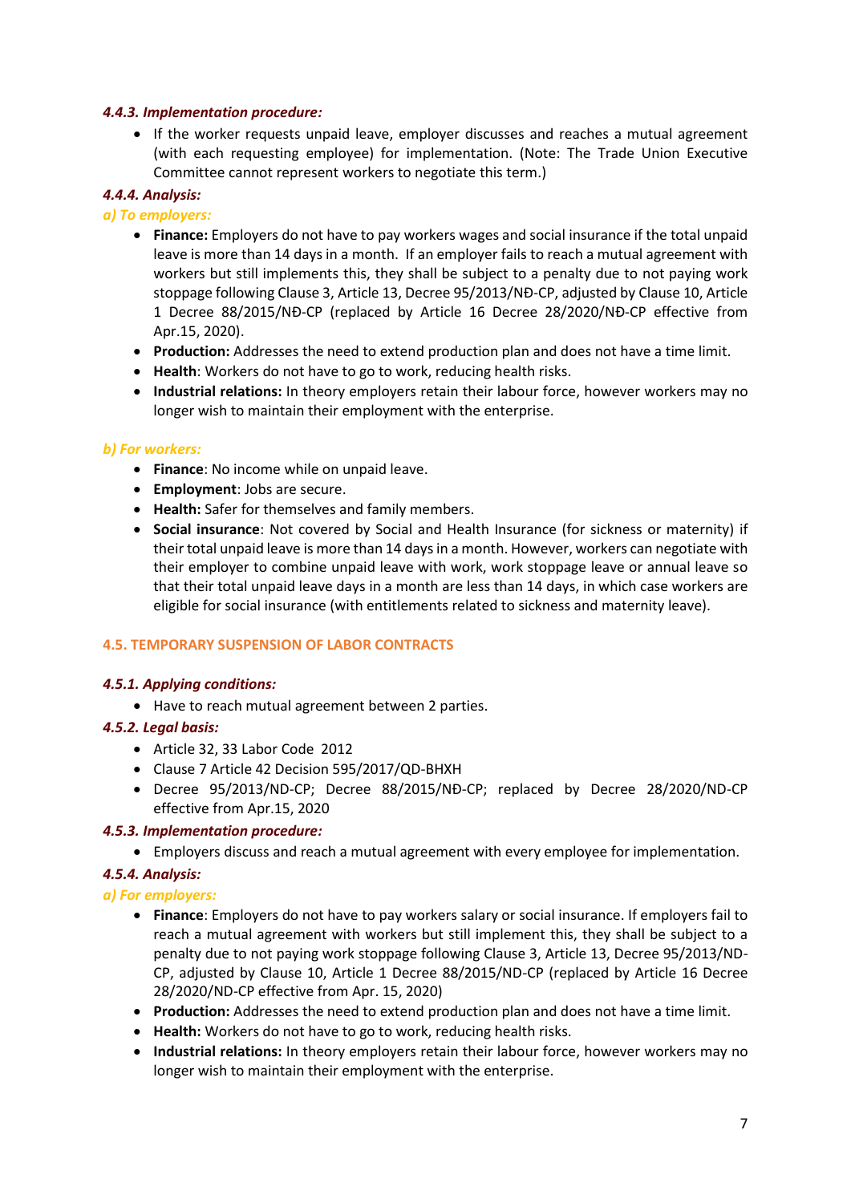#### *4.4.3. Implementation procedure:*

- If the worker requests unpaid leave, employer discusses and reaches a mutual agreement (with each requesting employee) for implementation. (Note: The Trade Union Executive Committee cannot represent workers to negotiate this term.)

#### *4.4.4. Analysis:*

*a) To employers:*

- **Finance:** Employers do not have to pay workers wages and social insurance if the total unpaid leave is more than 14 days in a month. If an employer fails to reach a mutual agreement with workers but still implements this, they shall be subject to a penalty due to not paying work stoppage following Clause 3, Article 13, Decree 95/2013/NĐ-CP, adjusted by Clause 10, Article 1 Decree 88/2015/NĐ-CP (replaced by Article 16 Decree 28/2020/NĐ-CP effective from Apr.15, 2020).
- **Production:** Addresses the need to extend production plan and does not have a time limit.
- **Health**: Workers do not have to go to work, reducing health risks.
- **Industrial relations:** In theory employers retain their labour force, however workers may no longer wish to maintain their employment with the enterprise.

*b) For workers:*

- **Finance**: No income while on unpaid leave.
- **Employment**: Jobs are secure.
- **Health:** Safer for themselves and family members.
- **Social insurance**: Not covered by Social and Health Insurance (for sickness or maternity) if their total unpaid leave is more than 14 days in a month. However, workers can negotiate with their employer to combine unpaid leave with work, work stoppage leave or annual leave so that their total unpaid leave days in a month are less than 14 days, in which case workers are eligible for social insurance (with entitlements related to sickness and maternity leave).

### 4.5. TEMPORARY SUSPENSION OF LABOR CONTRACTS

#### *4.5.1. Applying conditions:*

- Have to reach mutual agreement between 2 parties.

#### *4.5.2. Legal basis:*

- Article 32, 33 Labor Code 2012
- Clause 7 Article 42 Decision 595/2017/QD-BHXH
- Decree 95/2013/ND-CP; Decree 88/2015/NĐ-CP; replaced by Decree 28/2020/ND-CP effective from Apr.15, 2020

#### *4.5.3. Implementation procedure:*

- Employers discuss and reach a mutual agreement with every employee for implementation.

#### *4.5.4. Analysis:*

*a) For employers:*

- **Finance**: Employers do not have to pay workers salary or social insurance. If employers fail to reach a mutual agreement with workers but still implement this, they shall be subject to a penalty due to not paying work stoppage following Clause 3, Article 13, Decree 95/2013/ND-CP, adjusted by Clause 10, Article 1 Decree 88/2015/ND-CP (replaced by Article 16 Decree 28/2020/ND-CP effective from Apr. 15, 2020)
- **Production:** Addresses the need to extend production plan and does not have a time limit.
- **Health:** Workers do not have to go to work, reducing health risks.
- **Industrial relations:** In theory employers retain their labour force, however workers may no longer wish to maintain their employment with the enterprise.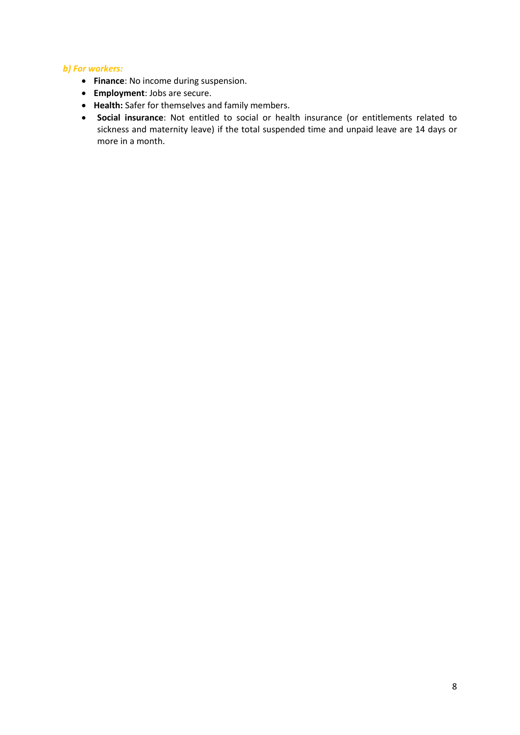***b) For workers:***

- **Finance**: No income during suspension.
- **Employment**: Jobs are secure.
- **Health:** Safer for themselves and family members.
- **Social insurance**: Not entitled to social or health insurance (or entitlements related to sickness and maternity leave) if the total suspended time and unpaid leave are 14 days or more in a month.